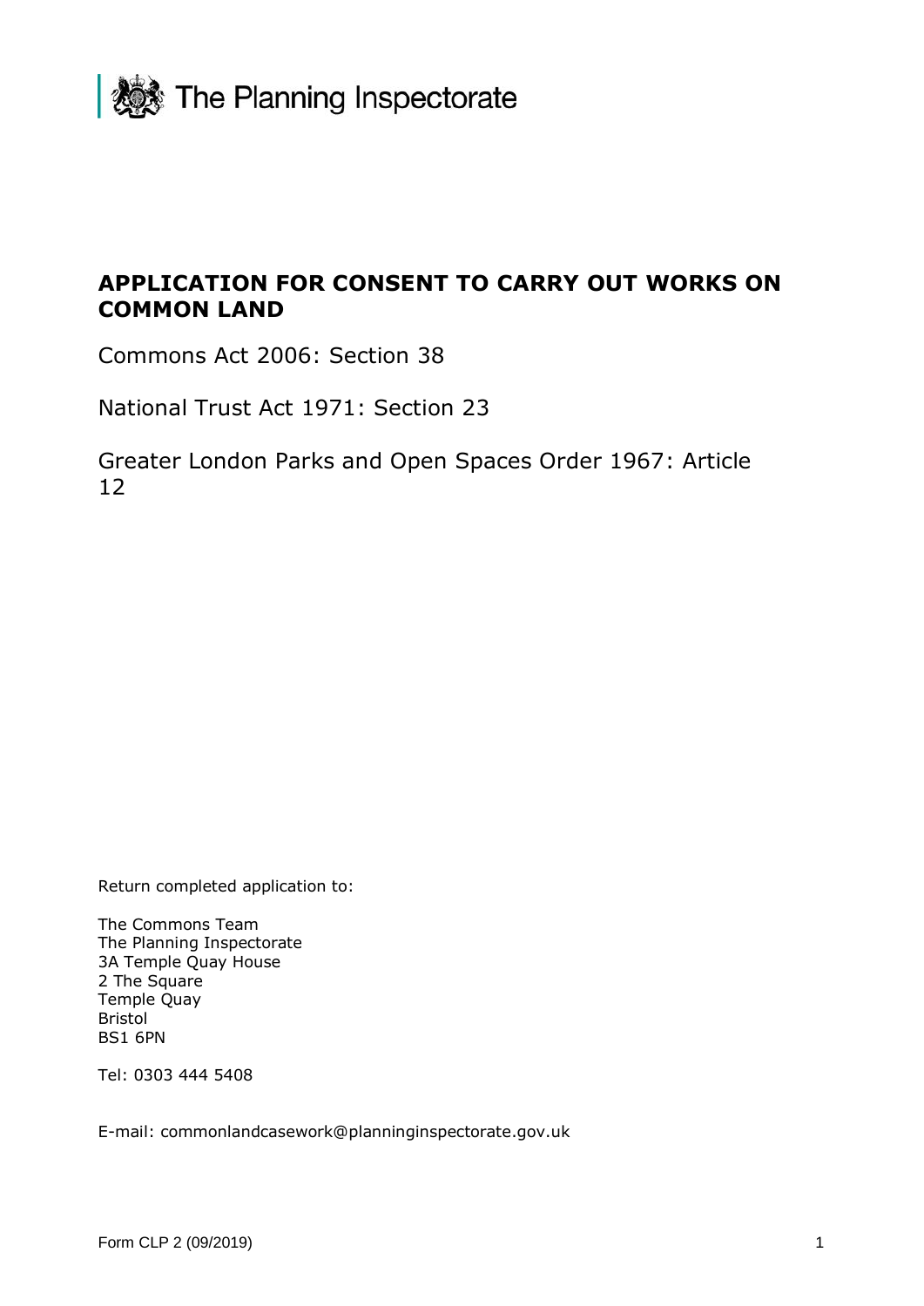The Planning Inspectorate

# APPLICATION FOR CONSENT TO CARRY OUT WORKS ON COMMON LAND

Commons Act 2006: Section 38

National Trust Act 1971: Section 23

Greater London Parks and Open Spaces Order 1967: Article 12

Return completed application to:

The Commons Team
The Planning Inspectorate
3A Temple Quay House
2 The Square
Temple Quay
Bristol
BS1 6PN

Tel: 0303 444 5408

E-mail: commonlandcasework@planninginspectorate.gov.uk

Form CLP 2 (09/2019)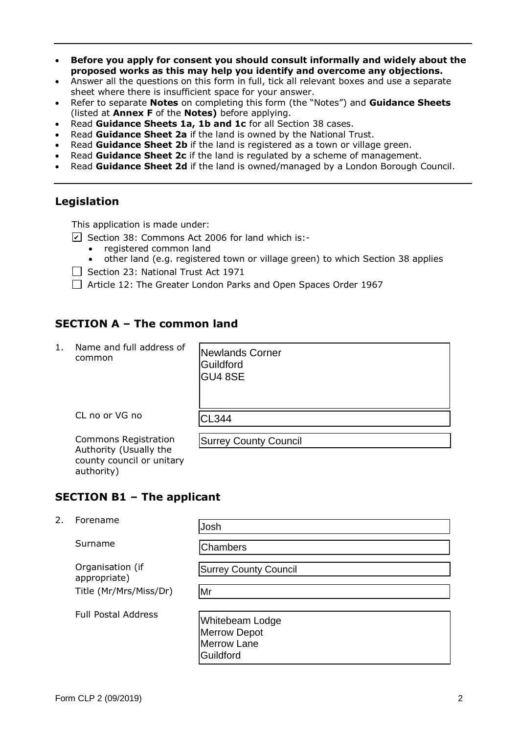- **Before you apply for consent you should consult informally and widely about the proposed works as this may help you identify and overcome any objections.**
- Answer all the questions on this form in full, tick all relevant boxes and use a separate sheet where there is insufficient space for your answer.
- Refer to separate **Notes** on completing this form (the "Notes") and **Guidance Sheets** (listed at **Annex F** of the **Notes)** before applying.
- Read **Guidance Sheets 1a, 1b and 1c** for all Section 38 cases.
- Read **Guidance Sheet 2a** if the land is owned by the National Trust.
- Read **Guidance Sheet 2b** if the land is registered as a town or village green.
- Read **Guidance Sheet 2c** if the land is regulated by a scheme of management.
- Read **Guidance Sheet 2d** if the land is owned/managed by a London Borough Council.

## Legislation

This application is made under:

- [x] Section 38: Commons Act 2006 for land which is:-
  - registered common land
  - other land (e.g. registered town or village green) to which Section 38 applies
- [ ] Section 23: National Trust Act 1971
- [ ] Article 12: The Greater London Parks and Open Spaces Order 1967

## SECTION A – The common land

1. Name and full address of common

   Newlands Corner
   Guildford
   GU4 8SE

   CL no or VG no: CL344

   Commons Registration Authority (Usually the county council or unitary authority): Surrey County Council

## SECTION B1 – The applicant

2. Forename: Josh

   Surname: Chambers

   Organisation (if appropriate): Surrey County Council

   Title (Mr/Mrs/Miss/Dr): Mr

   Full Postal Address:

   Whitebeam Lodge
   Merrow Depot
   Merrow Lane
   Guildford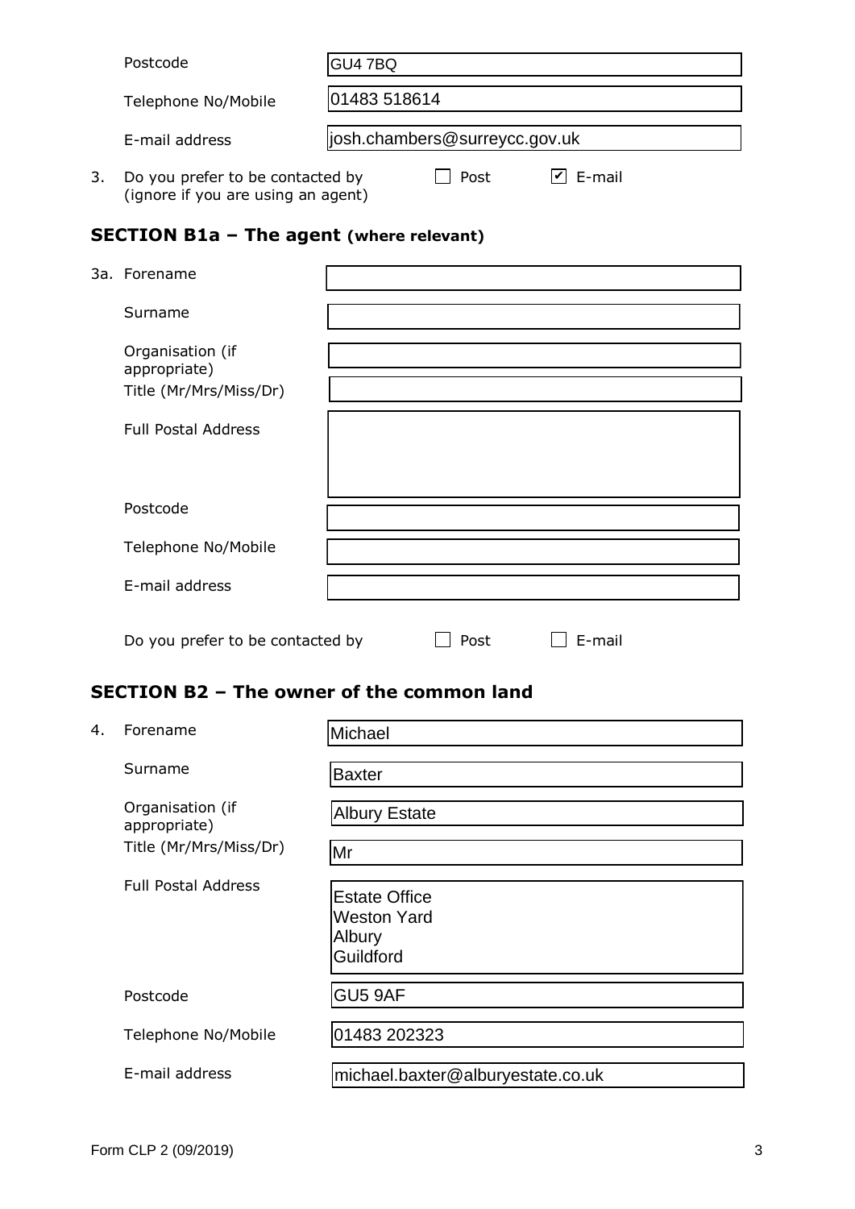| | |
|---|---|
| Postcode | GU4 7BQ |
| Telephone No/Mobile | 01483 518614 |
| E-mail address | josh.chambers@surreycc.gov.uk |

3. Do you prefer to be contacted by (ignore if you are using an agent) ☐ Post ☑ E-mail

## SECTION B1a – The agent (where relevant)

| | |
|---|---|
| 3a. Forename | |
| Surname | |
| Organisation (if appropriate) | |
| Title (Mr/Mrs/Miss/Dr) | |
| Full Postal Address | |
| Postcode | |
| Telephone No/Mobile | |
| E-mail address | |

Do you prefer to be contacted by ☐ Post ☐ E-mail

## SECTION B2 – The owner of the common land

| | |
|---|---|
| 4. Forename | Michael |
| Surname | Baxter |
| Organisation (if appropriate) | Albury Estate |
| Title (Mr/Mrs/Miss/Dr) | Mr |
| Full Postal Address | Estate Office<br>Weston Yard<br>Albury<br>Guildford |
| Postcode | GU5 9AF |
| Telephone No/Mobile | 01483 202323 |
| E-mail address | michael.baxter@alburyestate.co.uk |

Form CLP 2 (09/2019)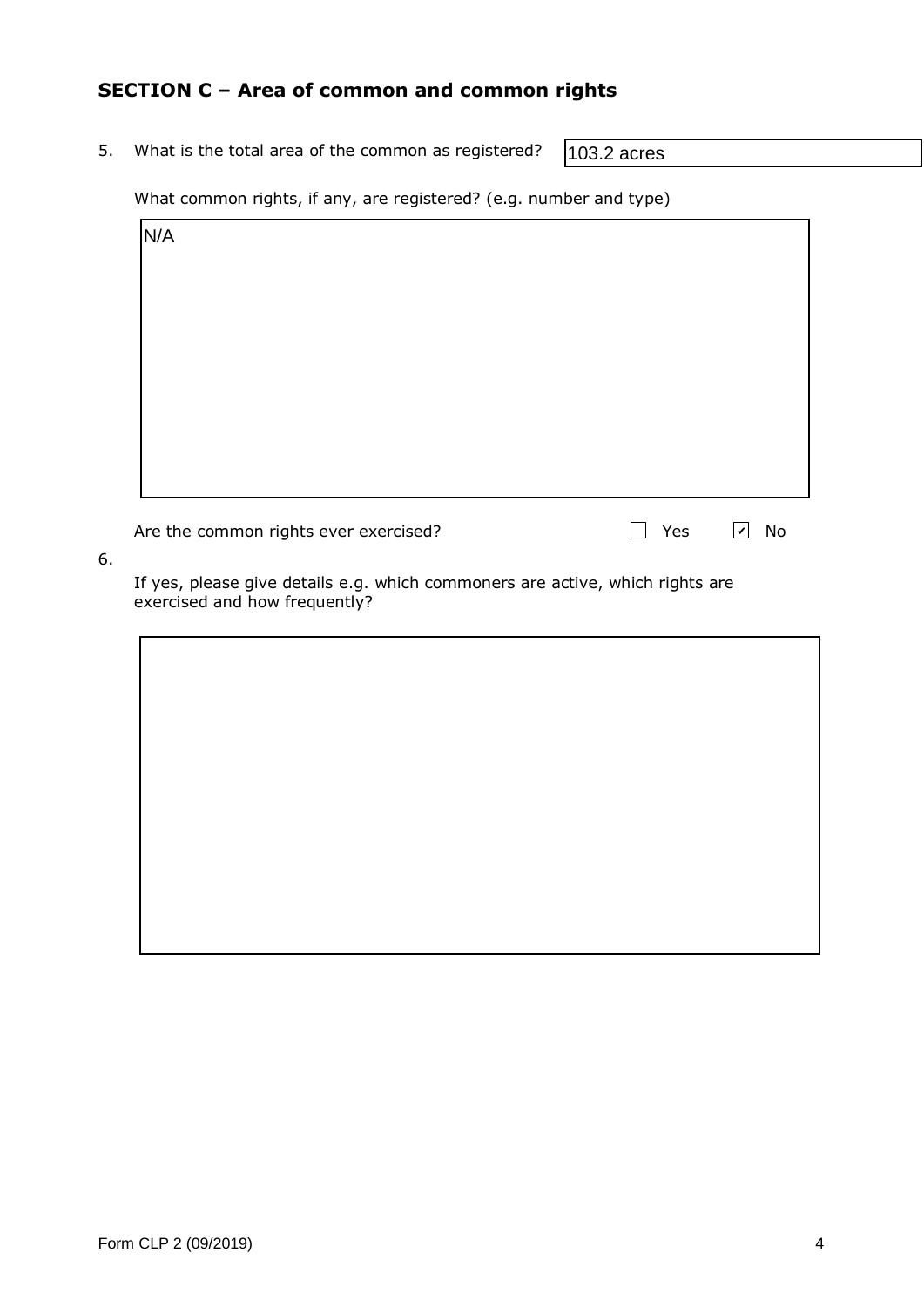## SECTION C – Area of common and common rights

5. What is the total area of the common as registered?

103.2 acres

What common rights, if any, are registered? (e.g. number and type)

N/A

Are the common rights ever exercised? ☐ Yes ☑ No

6.

If yes, please give details e.g. which commoners are active, which rights are exercised and how frequently?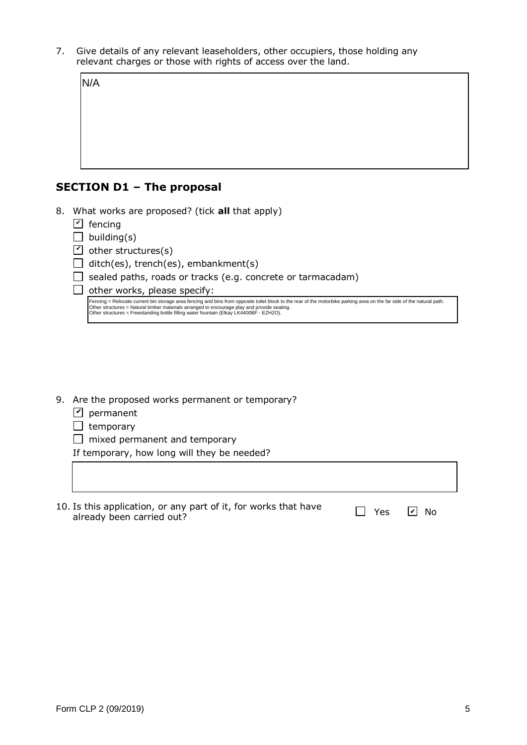7. Give details of any relevant leaseholders, other occupiers, those holding any relevant charges or those with rights of access over the land.

N/A

## SECTION D1 – The proposal

8. What works are proposed? (tick **all** that apply)

- [x] fencing
- [ ] building(s)
- [x] other structures(s)
- [ ] ditch(es), trench(es), embankment(s)
- [ ] sealed paths, roads or tracks (e.g. concrete or tarmacadam)
- [ ] other works, please specify:

Fencing = Relocate current bin storage area fencing and bins from opposite toilet block to the rear of the motorbike parking area on the far side of the natural path.
Other structures = Natural timber materials arranged to encourage play and provide seating.
Other structures = Freestanding bottle filling water fountain (Elkay LK4400BF - EZH2O).

9. Are the proposed works permanent or temporary?

- [x] permanent
- [ ] temporary
- [ ] mixed permanent and temporary

If temporary, how long will they be needed?

10. Is this application, or any part of it, for works that have already been carried out? ☐ Yes ☑ No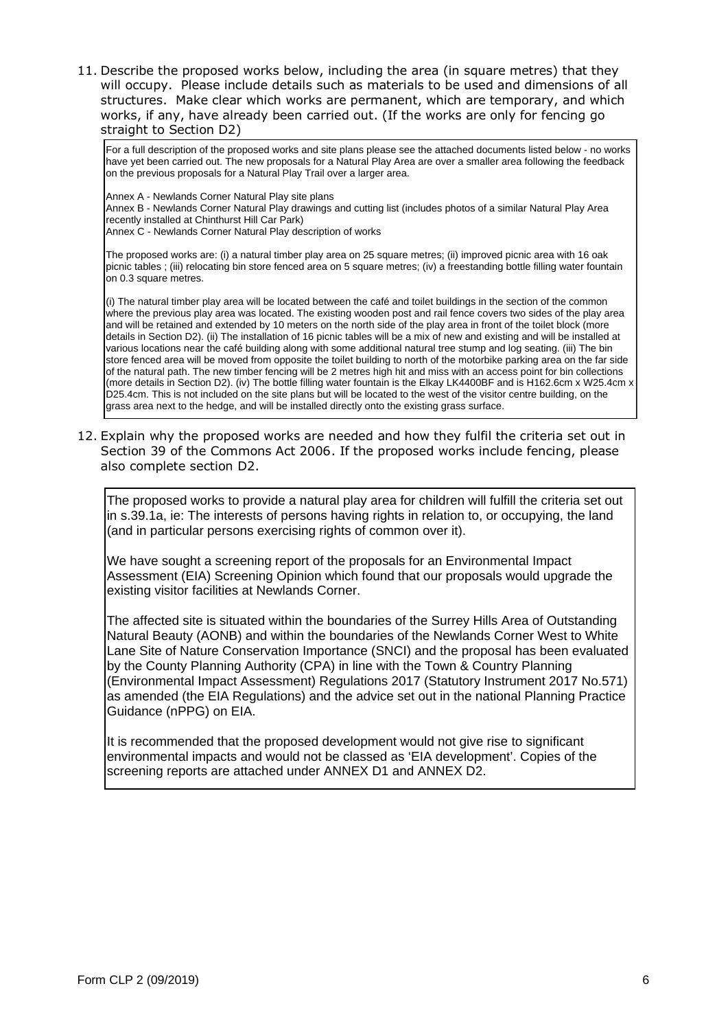11. Describe the proposed works below, including the area (in square metres) that they will occupy. Please include details such as materials to be used and dimensions of all structures. Make clear which works are permanent, which are temporary, and which works, if any, have already been carried out. (If the works are only for fencing go straight to Section D2)

> For a full description of the proposed works and site plans please see the attached documents listed below - no works have yet been carried out. The new proposals for a Natural Play Area are over a smaller area following the feedback on the previous proposals for a Natural Play Trail over a larger area.
>
> Annex A - Newlands Corner Natural Play site plans
> Annex B - Newlands Corner Natural Play drawings and cutting list (includes photos of a similar Natural Play Area recently installed at Chinthurst Hill Car Park)
> Annex C - Newlands Corner Natural Play description of works
>
> The proposed works are: (i) a natural timber play area on 25 square metres; (ii) improved picnic area with 16 oak picnic tables ; (iii) relocating bin store fenced area on 5 square metres; (iv) a freestanding bottle filling water fountain on 0.3 square metres.
>
> (i) The natural timber play area will be located between the café and toilet buildings in the section of the common where the previous play area was located. The existing wooden post and rail fence covers two sides of the play area and will be retained and extended by 10 meters on the north side of the play area in front of the toilet block (more details in Section D2). (ii) The installation of 16 picnic tables will be a mix of new and existing and will be installed at various locations near the café building along with some additional natural tree stump and log seating. (iii) The bin store fenced area will be moved from opposite the toilet building to north of the motorbike parking area on the far side of the natural path. The new timber fencing will be 2 metres high hit and miss with an access point for bin collections (more details in Section D2). (iv) The bottle filling water fountain is the Elkay LK4400BF and is H162.6cm x W25.4cm x D25.4cm. This is not included on the site plans but will be located to the west of the visitor centre building, on the grass area next to the hedge, and will be installed directly onto the existing grass surface.

12. Explain why the proposed works are needed and how they fulfil the criteria set out in Section 39 of the Commons Act 2006. If the proposed works include fencing, please also complete section D2.

> The proposed works to provide a natural play area for children will fulfill the criteria set out in s.39.1a, ie: The interests of persons having rights in relation to, or occupying, the land (and in particular persons exercising rights of common over it).
>
> We have sought a screening report of the proposals for an Environmental Impact Assessment (EIA) Screening Opinion which found that our proposals would upgrade the existing visitor facilities at Newlands Corner.
>
> The affected site is situated within the boundaries of the Surrey Hills Area of Outstanding Natural Beauty (AONB) and within the boundaries of the Newlands Corner West to White Lane Site of Nature Conservation Importance (SNCI) and the proposal has been evaluated by the County Planning Authority (CPA) in line with the Town & Country Planning (Environmental Impact Assessment) Regulations 2017 (Statutory Instrument 2017 No.571) as amended (the EIA Regulations) and the advice set out in the national Planning Practice Guidance (nPPG) on EIA.
>
> It is recommended that the proposed development would not give rise to significant environmental impacts and would not be classed as 'EIA development'. Copies of the screening reports are attached under ANNEX D1 and ANNEX D2.

Form CLP 2 (09/2019)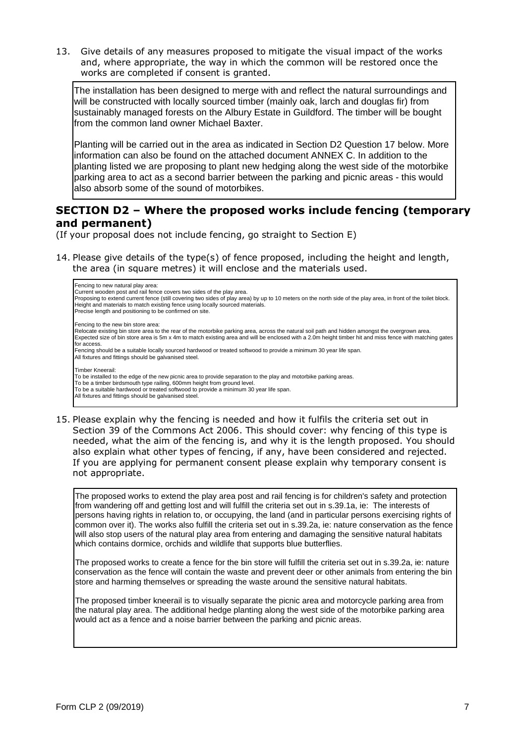13. Give details of any measures proposed to mitigate the visual impact of the works and, where appropriate, the way in which the common will be restored once the works are completed if consent is granted.

> The installation has been designed to merge with and reflect the natural surroundings and will be constructed with locally sourced timber (mainly oak, larch and douglas fir) from sustainably managed forests on the Albury Estate in Guildford. The timber will be bought from the common land owner Michael Baxter.
>
> Planting will be carried out in the area as indicated in Section D2 Question 17 below. More information can also be found on the attached document ANNEX C. In addition to the planting listed we are proposing to plant new hedging along the west side of the motorbike parking area to act as a second barrier between the parking and picnic areas - this would also absorb some of the sound of motorbikes.

## SECTION D2 – Where the proposed works include fencing (temporary and permanent)

(If your proposal does not include fencing, go straight to Section E)

14. Please give details of the type(s) of fence proposed, including the height and length, the area (in square metres) it will enclose and the materials used.

> Fencing to new natural play area:
> Current wooden post and rail fence covers two sides of the play area.
> Proposing to extend current fence (still covering two sides of play area) by up to 10 meters on the north side of the play area, in front of the toilet block.
> Height and materials to match existing fence using locally sourced materials.
> Precise length and positioning to be confirmed on site.
>
> Fencing to the new bin store area:
> Relocate existing bin store area to the rear of the motorbike parking area, across the natural soil path and hidden amongst the overgrown area.
> Expected size of bin store area is 5m x 4m to match existing area and will be enclosed with a 2.0m height timber hit and miss fence with matching gates for access.
> Fencing should be a suitable locally sourced hardwood or treated softwood to provide a minimum 30 year life span.
> All fixtures and fittings should be galvanised steel.
>
> Timber Kneerail:
> To be installed to the edge of the new picnic area to provide separation to the play and motorbike parking areas.
> To be a timber birdsmouth type railing, 600mm height from ground level.
> To be a suitable hardwood or treated softwood to provide a minimum 30 year life span.
> All fixtures and fittings should be galvanised steel.

15. Please explain why the fencing is needed and how it fulfils the criteria set out in Section 39 of the Commons Act 2006. This should cover: why fencing of this type is needed, what the aim of the fencing is, and why it is the length proposed. You should also explain what other types of fencing, if any, have been considered and rejected. If you are applying for permanent consent please explain why temporary consent is not appropriate.

> The proposed works to extend the play area post and rail fencing is for children's safety and protection from wandering off and getting lost and will fulfill the criteria set out in s.39.1a, ie: The interests of persons having rights in relation to, or occupying, the land (and in particular persons exercising rights of common over it). The works also fulfill the criteria set out in s.39.2a, ie: nature conservation as the fence will also stop users of the natural play area from entering and damaging the sensitive natural habitats which contains dormice, orchids and wildlife that supports blue butterflies.
>
> The proposed works to create a fence for the bin store will fulfill the criteria set out in s.39.2a, ie: nature conservation as the fence will contain the waste and prevent deer or other animals from entering the bin store and harming themselves or spreading the waste around the sensitive natural habitats.
>
> The proposed timber kneerail is to visually separate the picnic area and motorcycle parking area from the natural play area. The additional hedge planting along the west side of the motorbike parking area would act as a fence and a noise barrier between the parking and picnic areas.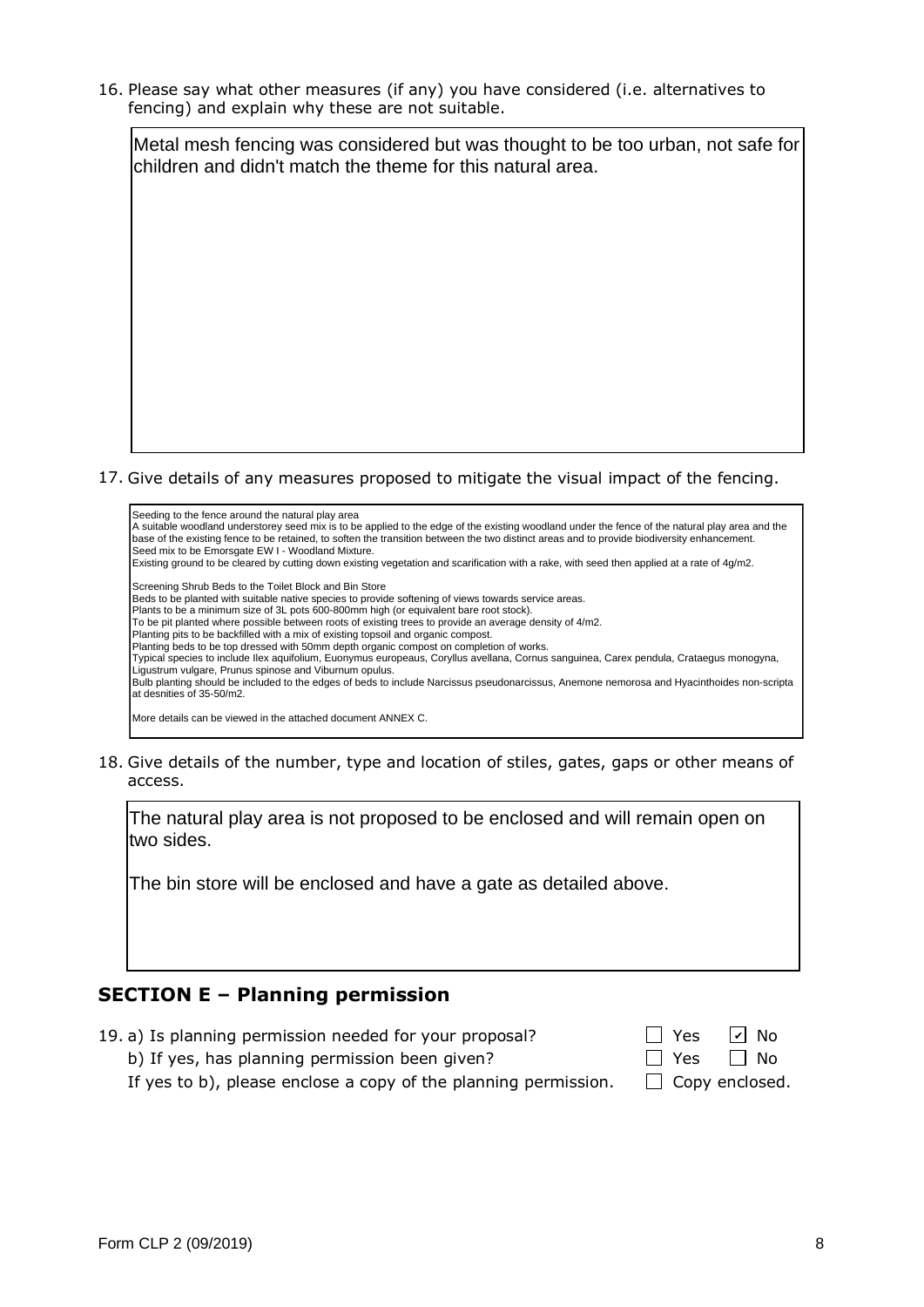16. Please say what other measures (if any) you have considered (i.e. alternatives to fencing) and explain why these are not suitable.

Metal mesh fencing was considered but was thought to be too urban, not safe for children and didn't match the theme for this natural area.

17. Give details of any measures proposed to mitigate the visual impact of the fencing.

Seeding to the fence around the natural play area
A suitable woodland understorey seed mix is to be applied to the edge of the existing woodland under the fence of the natural play area and the base of the existing fence to be retained, to soften the transition between the two distinct areas and to provide biodiversity enhancement.
Seed mix to be Emorsgate EW I - Woodland Mixture.
Existing ground to be cleared by cutting down existing vegetation and scarification with a rake, with seed then applied at a rate of 4g/m2.

Screening Shrub Beds to the Toilet Block and Bin Store
Beds to be planted with suitable native species to provide softening of views towards service areas.
Plants to be a minimum size of 3L pots 600-800mm high (or equivalent bare root stock).
To be pit planted where possible between roots of existing trees to provide an average density of 4/m2.
Planting pits to be backfilled with a mix of existing topsoil and organic compost.
Planting beds to be top dressed with 50mm depth organic compost on completion of works.
Typical species to include Ilex aquifolium, Euonymus europeaus, Coryllus avellana, Cornus sanguinea, Carex pendula, Crataegus monogyna, Ligustrum vulgare, Prunus spinose and Viburnum opulus.
Bulb planting should be included to the edges of beds to include Narcissus pseudonarcissus, Anemone nemorosa and Hyacinthoides non-scripta at desnities of 35-50/m2.

More details can be viewed in the attached document ANNEX C.

18. Give details of the number, type and location of stiles, gates, gaps or other means of access.

The natural play area is not proposed to be enclosed and will remain open on two sides.

The bin store will be enclosed and have a gate as detailed above.

## SECTION E – Planning permission

19. a) Is planning permission needed for your proposal? ☐ Yes ☑ No

b) If yes, has planning permission been given? ☐ Yes ☐ No

If yes to b), please enclose a copy of the planning permission. ☐ Copy enclosed.

Form CLP 2 (09/2019)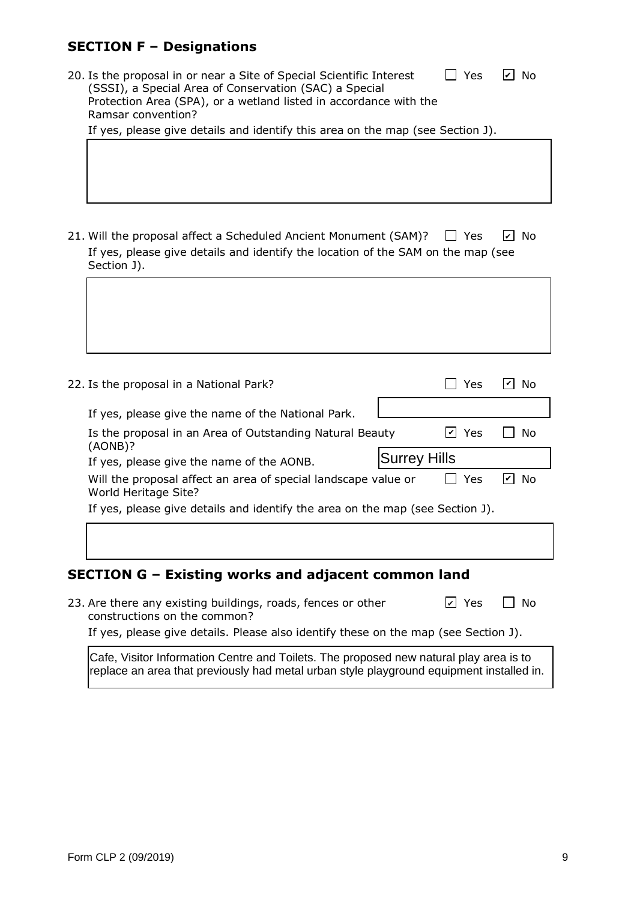## SECTION F – Designations

20. Is the proposal in or near a Site of Special Scientific Interest (SSSI), a Special Area of Conservation (SAC) a Special Protection Area (SPA), or a wetland listed in accordance with the Ramsar convention? ☐ Yes ☑ No

If yes, please give details and identify this area on the map (see Section J).

21. Will the proposal affect a Scheduled Ancient Monument (SAM)? ☐ Yes ☑ No

If yes, please give details and identify the location of the SAM on the map (see Section J).

22. Is the proposal in a National Park? ☐ Yes ☑ No

If yes, please give the name of the National Park.

Is the proposal in an Area of Outstanding Natural Beauty (AONB)? ☑ Yes ☐ No

If yes, please give the name of the AONB. Surrey Hills

Will the proposal affect an area of special landscape value or World Heritage Site? ☐ Yes ☑ No

If yes, please give details and identify the area on the map (see Section J).

## SECTION G – Existing works and adjacent common land

23. Are there any existing buildings, roads, fences or other constructions on the common? ☑ Yes ☐ No

If yes, please give details. Please also identify these on the map (see Section J).

Cafe, Visitor Information Centre and Toilets. The proposed new natural play area is to replace an area that previously had metal urban style playground equipment installed in.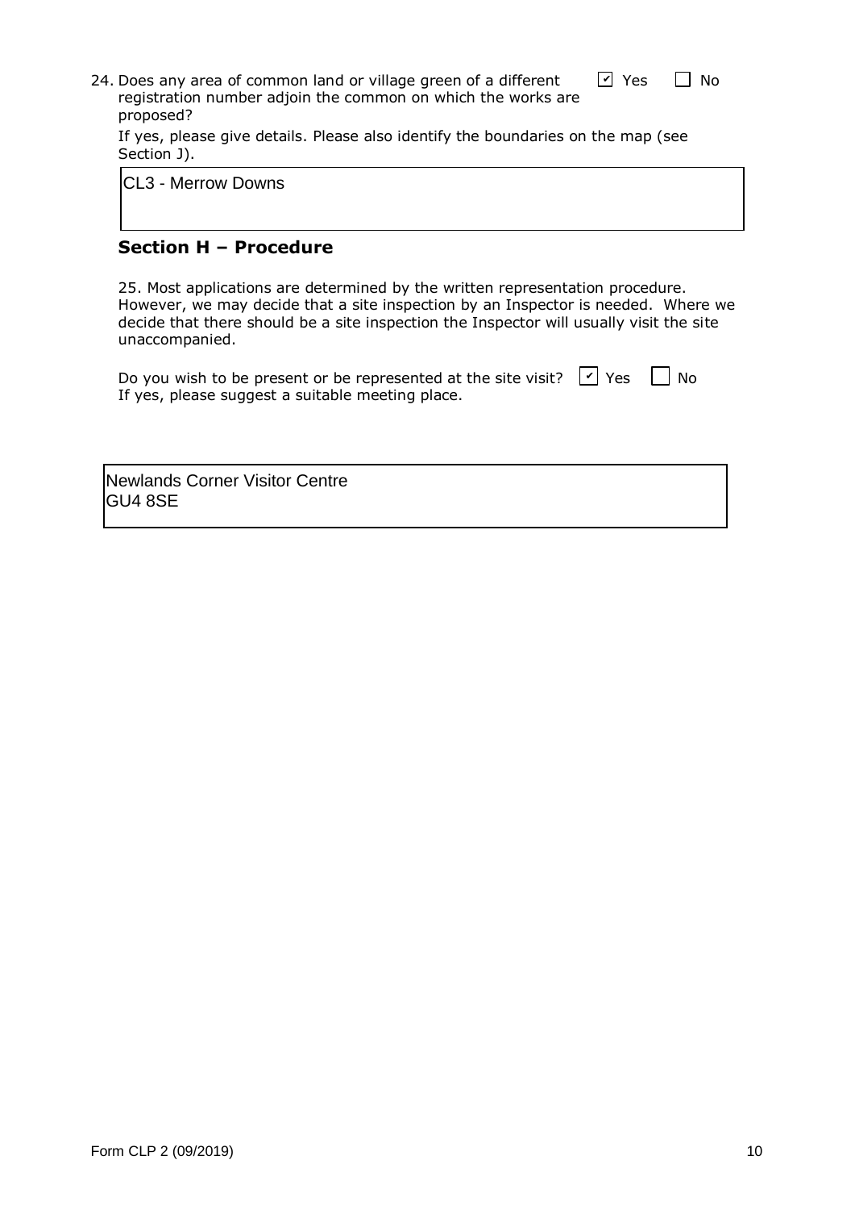24. Does any area of common land or village green of a different registration number adjoin the common on which the works are proposed?

☑ Yes ☐ No

If yes, please give details. Please also identify the boundaries on the map (see Section J).

CL3 - Merrow Downs

## Section H – Procedure

25. Most applications are determined by the written representation procedure. However, we may decide that a site inspection by an Inspector is needed. Where we decide that there should be a site inspection the Inspector will usually visit the site unaccompanied.

Do you wish to be present or be represented at the site visit? ☑ Yes ☐ No

If yes, please suggest a suitable meeting place.

Newlands Corner Visitor Centre
GU4 8SE

Form CLP 2 (09/2019)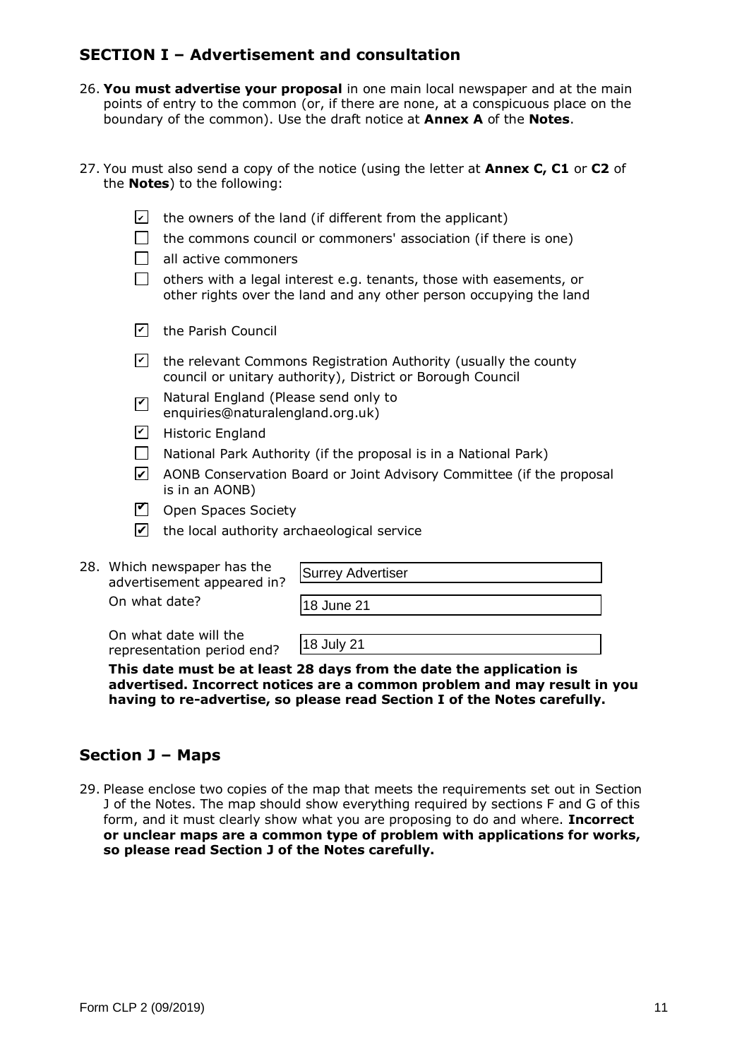## SECTION I – Advertisement and consultation

26. **You must advertise your proposal** in one main local newspaper and at the main points of entry to the common (or, if there are none, at a conspicuous place on the boundary of the common). Use the draft notice at **Annex A** of the **Notes**.

27. You must also send a copy of the notice (using the letter at **Annex C, C1** or **C2** of the **Notes**) to the following:

- [x] the owners of the land (if different from the applicant)
- [ ] the commons council or commoners' association (if there is one)
- [ ] all active commoners
- [ ] others with a legal interest e.g. tenants, those with easements, or other rights over the land and any other person occupying the land
- [x] the Parish Council
- [x] the relevant Commons Registration Authority (usually the county council or unitary authority), District or Borough Council
- [x] Natural England (Please send only to enquiries@naturalengland.org.uk)
- [x] Historic England
- [ ] National Park Authority (if the proposal is in a National Park)
- [x] AONB Conservation Board or Joint Advisory Committee (if the proposal is in an AONB)
- [x] Open Spaces Society
- [x] the local authority archaeological service

28. Which newspaper has the advertisement appeared in? Surrey Advertiser

    On what date? 18 June 21

    On what date will the representation period end? 18 July 21

    **This date must be at least 28 days from the date the application is advertised. Incorrect notices are a common problem and may result in you having to re-advertise, so please read Section I of the Notes carefully.**

## Section J – Maps

29. Please enclose two copies of the map that meets the requirements set out in Section J of the Notes. The map should show everything required by sections F and G of this form, and it must clearly show what you are proposing to do and where. **Incorrect or unclear maps are a common type of problem with applications for works, so please read Section J of the Notes carefully.**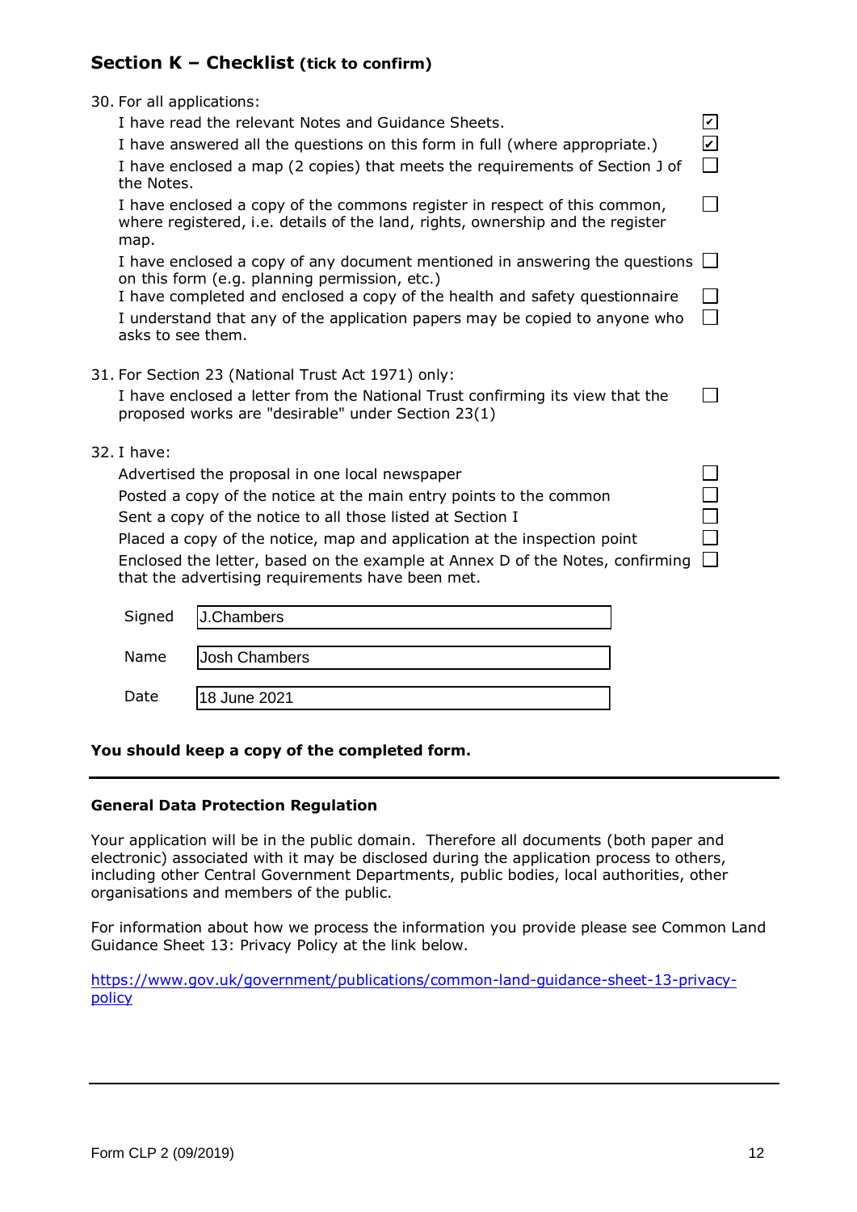## Section K – Checklist (tick to confirm)

30. For all applications:
    - [x] I have read the relevant Notes and Guidance Sheets.
    - [x] I have answered all the questions on this form in full (where appropriate.)
    - [ ] I have enclosed a map (2 copies) that meets the requirements of Section J of the Notes.
    - [ ] I have enclosed a copy of the commons register in respect of this common, where registered, i.e. details of the land, rights, ownership and the register map.
    - [ ] I have enclosed a copy of any document mentioned in answering the questions on this form (e.g. planning permission, etc.)
    - [ ] I have completed and enclosed a copy of the health and safety questionnaire
    - [ ] I understand that any of the application papers may be copied to anyone who asks to see them.

31. For Section 23 (National Trust Act 1971) only:
    - [ ] I have enclosed a letter from the National Trust confirming its view that the proposed works are "desirable" under Section 23(1)

32. I have:
    - [ ] Advertised the proposal in one local newspaper
    - [ ] Posted a copy of the notice at the main entry points to the common
    - [ ] Sent a copy of the notice to all those listed at Section I
    - [ ] Placed a copy of the notice, map and application at the inspection point
    - [ ] Enclosed the letter, based on the example at Annex D of the Notes, confirming that the advertising requirements have been met.

| | |
|---|---|
| Signed | J.Chambers |
| Name | Josh Chambers |
| Date | 18 June 2021 |

**You should keep a copy of the completed form.**

---

**General Data Protection Regulation**

Your application will be in the public domain. Therefore all documents (both paper and electronic) associated with it may be disclosed during the application process to others, including other Central Government Departments, public bodies, local authorities, other organisations and members of the public.

For information about how we process the information you provide please see Common Land Guidance Sheet 13: Privacy Policy at the link below.

https://www.gov.uk/government/publications/common-land-guidance-sheet-13-privacy-policy

Form CLP 2 (09/2019)